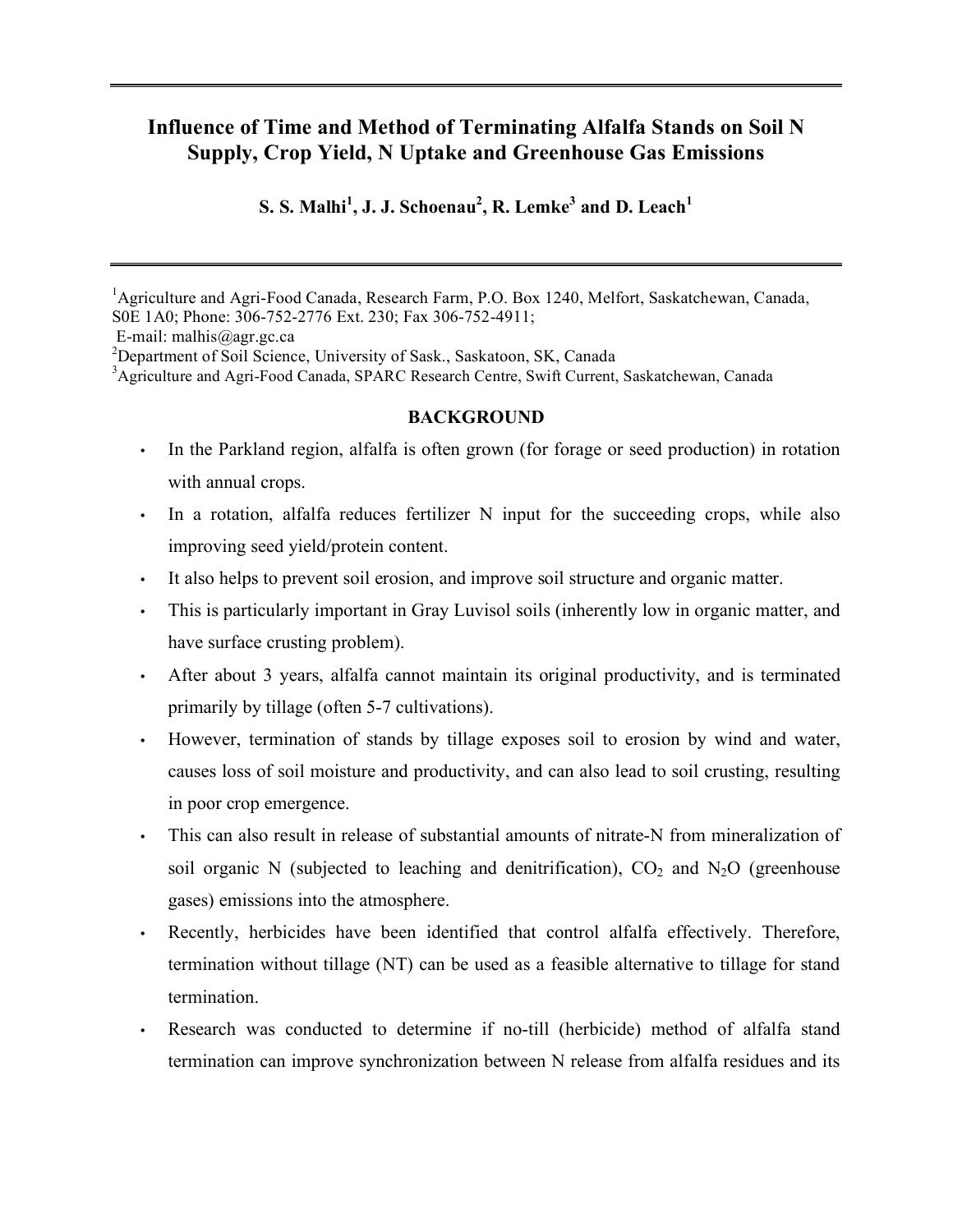# Influence of Time and Method of Terminating Alfalfa Stands on Soil N Supply, Crop Yield, N Uptake and Greenhouse Gas Emissions

**S. S. Malhi[1], J. J. Schoenau[2], R. Lemke[3] and D. Leach[1]**

[1]Agriculture and Agri-Food Canada, Research Farm, P.O. Box 1240, Melfort, Saskatchewan, Canada, S0E 1A0; Phone: 306-752-2776 Ext. 230; Fax 306-752-4911;
E-mail: malhis@agr.gc.ca
[2]Department of Soil Science, University of Sask., Saskatoon, SK, Canada
[3]Agriculture and Agri-Food Canada, SPARC Research Centre, Swift Current, Saskatchewan, Canada

## BACKGROUND

- In the Parkland region, alfalfa is often grown (for forage or seed production) in rotation with annual crops.
- In a rotation, alfalfa reduces fertilizer N input for the succeeding crops, while also improving seed yield/protein content.
- It also helps to prevent soil erosion, and improve soil structure and organic matter.
- This is particularly important in Gray Luvisol soils (inherently low in organic matter, and have surface crusting problem).
- After about 3 years, alfalfa cannot maintain its original productivity, and is terminated primarily by tillage (often 5-7 cultivations).
- However, termination of stands by tillage exposes soil to erosion by wind and water, causes loss of soil moisture and productivity, and can also lead to soil crusting, resulting in poor crop emergence.
- This can also result in release of substantial amounts of nitrate-N from mineralization of soil organic N (subjected to leaching and denitrification), $CO_2$ and $N_2O$ (greenhouse gases) emissions into the atmosphere.
- Recently, herbicides have been identified that control alfalfa effectively. Therefore, termination without tillage (NT) can be used as a feasible alternative to tillage for stand termination.
- Research was conducted to determine if no-till (herbicide) method of alfalfa stand termination can improve synchronization between N release from alfalfa residues and its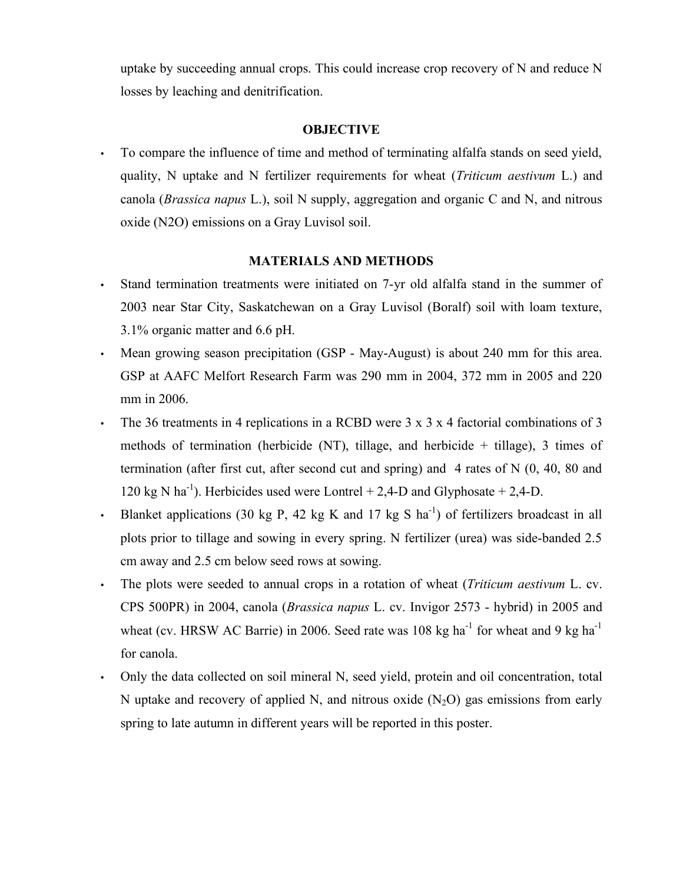uptake by succeeding annual crops. This could increase crop recovery of N and reduce N losses by leaching and denitrification.

## OBJECTIVE

- To compare the influence of time and method of terminating alfalfa stands on seed yield, quality, N uptake and N fertilizer requirements for wheat (*Triticum aestivum* L.) and canola (*Brassica napus* L.), soil N supply, aggregation and organic C and N, and nitrous oxide (N2O) emissions on a Gray Luvisol soil.

## MATERIALS AND METHODS

- Stand termination treatments were initiated on 7-yr old alfalfa stand in the summer of 2003 near Star City, Saskatchewan on a Gray Luvisol (Boralf) soil with loam texture, 3.1% organic matter and 6.6 pH.
- Mean growing season precipitation (GSP - May-August) is about 240 mm for this area. GSP at AAFC Melfort Research Farm was 290 mm in 2004, 372 mm in 2005 and 220 mm in 2006.
- The 36 treatments in 4 replications in a RCBD were 3 x 3 x 4 factorial combinations of 3 methods of termination (herbicide (NT), tillage, and herbicide + tillage), 3 times of termination (after first cut, after second cut and spring) and 4 rates of N (0, 40, 80 and 120 kg N $ha^{-1}$). Herbicides used were Lontrel + 2,4-D and Glyphosate + 2,4-D.
- Blanket applications (30 kg P, 42 kg K and 17 kg S $ha^{-1}$) of fertilizers broadcast in all plots prior to tillage and sowing in every spring. N fertilizer (urea) was side-banded 2.5 cm away and 2.5 cm below seed rows at sowing.
- The plots were seeded to annual crops in a rotation of wheat (*Triticum aestivum* L. cv. CPS 500PR) in 2004, canola (*Brassica napus* L. cv. Invigor 2573 - hybrid) in 2005 and wheat (cv. HRSW AC Barrie) in 2006. Seed rate was 108 kg $ha^{-1}$ for wheat and 9 kg $ha^{-1}$ for canola.
- Only the data collected on soil mineral N, seed yield, protein and oil concentration, total N uptake and recovery of applied N, and nitrous oxide ($N_2O$) gas emissions from early spring to late autumn in different years will be reported in this poster.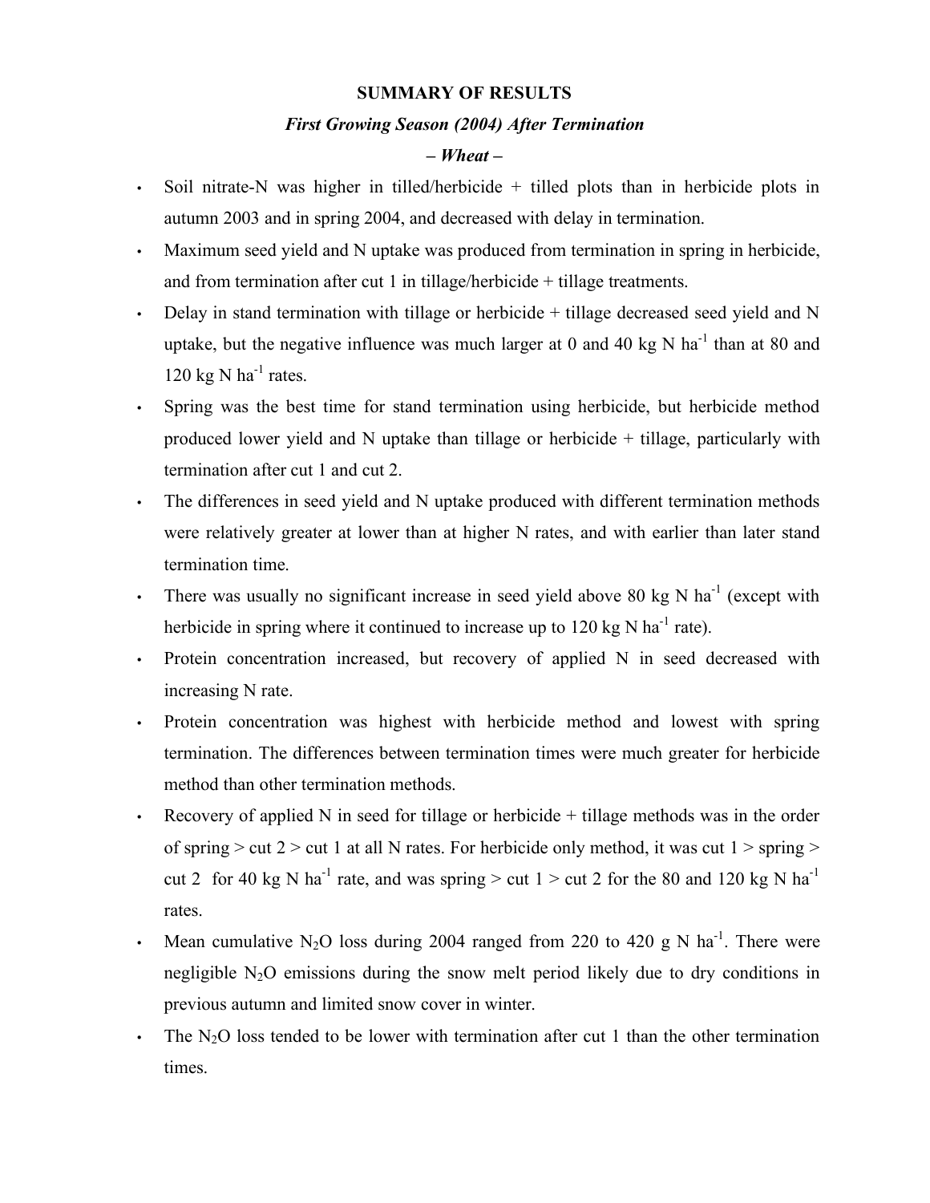## SUMMARY OF RESULTS

### *First Growing Season (2004) After Termination*

### *– Wheat –*

- Soil nitrate-N was higher in tilled/herbicide + tilled plots than in herbicide plots in autumn 2003 and in spring 2004, and decreased with delay in termination.
- Maximum seed yield and N uptake was produced from termination in spring in herbicide, and from termination after cut 1 in tillage/herbicide + tillage treatments.
- Delay in stand termination with tillage or herbicide + tillage decreased seed yield and N uptake, but the negative influence was much larger at 0 and 40 kg N $ha^{-1}$ than at 80 and 120 kg N $ha^{-1}$ rates.
- Spring was the best time for stand termination using herbicide, but herbicide method produced lower yield and N uptake than tillage or herbicide + tillage, particularly with termination after cut 1 and cut 2.
- The differences in seed yield and N uptake produced with different termination methods were relatively greater at lower than at higher N rates, and with earlier than later stand termination time.
- There was usually no significant increase in seed yield above 80 kg N $ha^{-1}$ (except with herbicide in spring where it continued to increase up to 120 kg N $ha^{-1}$ rate).
- Protein concentration increased, but recovery of applied N in seed decreased with increasing N rate.
- Protein concentration was highest with herbicide method and lowest with spring termination. The differences between termination times were much greater for herbicide method than other termination methods.
- Recovery of applied N in seed for tillage or herbicide + tillage methods was in the order of spring > cut 2 > cut 1 at all N rates. For herbicide only method, it was cut 1 > spring > cut 2 for 40 kg N $ha^{-1}$ rate, and was spring > cut 1 > cut 2 for the 80 and 120 kg N $ha^{-1}$ rates.
- Mean cumulative $N_2O$ loss during 2004 ranged from 220 to 420 g N $ha^{-1}$. There were negligible $N_2O$ emissions during the snow melt period likely due to dry conditions in previous autumn and limited snow cover in winter.
- The $N_2O$ loss tended to be lower with termination after cut 1 than the other termination times.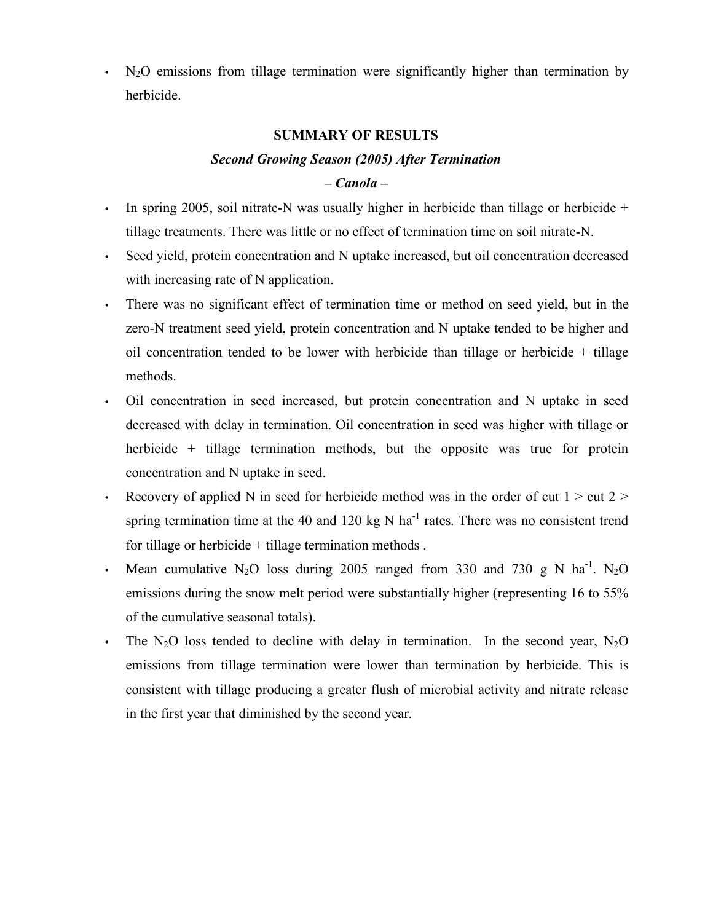- $N_2O$ emissions from tillage termination were significantly higher than termination by herbicide.

## SUMMARY OF RESULTS

### *Second Growing Season (2005) After Termination*

### *– Canola –*

- In spring 2005, soil nitrate-N was usually higher in herbicide than tillage or herbicide + tillage treatments. There was little or no effect of termination time on soil nitrate-N.
- Seed yield, protein concentration and N uptake increased, but oil concentration decreased with increasing rate of N application.
- There was no significant effect of termination time or method on seed yield, but in the zero-N treatment seed yield, protein concentration and N uptake tended to be higher and oil concentration tended to be lower with herbicide than tillage or herbicide + tillage methods.
- Oil concentration in seed increased, but protein concentration and N uptake in seed decreased with delay in termination. Oil concentration in seed was higher with tillage or herbicide + tillage termination methods, but the opposite was true for protein concentration and N uptake in seed.
- Recovery of applied N in seed for herbicide method was in the order of cut 1 > cut 2 > spring termination time at the 40 and 120 kg N $ha^{-1}$ rates. There was no consistent trend for tillage or herbicide + tillage termination methods .
- Mean cumulative $N_2O$ loss during 2005 ranged from 330 and 730 g N $ha^{-1}$. $N_2O$ emissions during the snow melt period were substantially higher (representing 16 to 55% of the cumulative seasonal totals).
- The $N_2O$ loss tended to decline with delay in termination. In the second year, $N_2O$ emissions from tillage termination were lower than termination by herbicide. This is consistent with tillage producing a greater flush of microbial activity and nitrate release in the first year that diminished by the second year.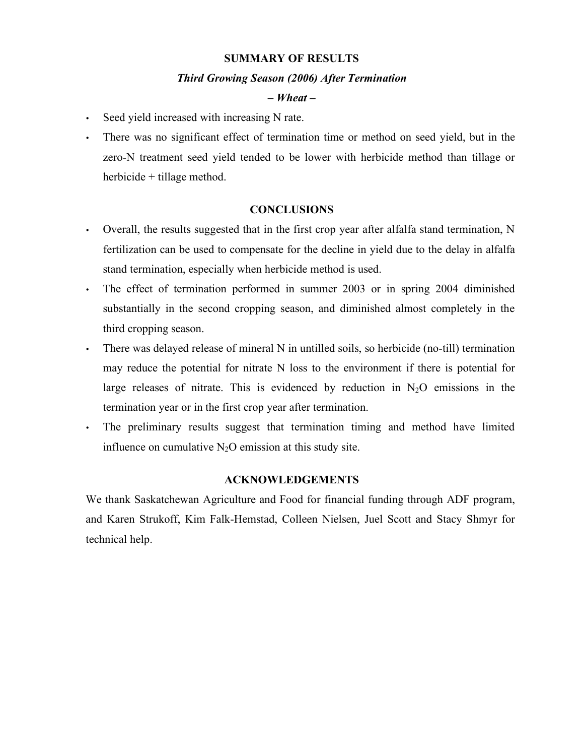## SUMMARY OF RESULTS

### *Third Growing Season (2006) After Termination*

### *– Wheat –*

- Seed yield increased with increasing N rate.
- There was no significant effect of termination time or method on seed yield, but in the zero-N treatment seed yield tended to be lower with herbicide method than tillage or herbicide + tillage method.

## CONCLUSIONS

- Overall, the results suggested that in the first crop year after alfalfa stand termination, N fertilization can be used to compensate for the decline in yield due to the delay in alfalfa stand termination, especially when herbicide method is used.
- The effect of termination performed in summer 2003 or in spring 2004 diminished substantially in the second cropping season, and diminished almost completely in the third cropping season.
- There was delayed release of mineral N in untilled soils, so herbicide (no-till) termination may reduce the potential for nitrate N loss to the environment if there is potential for large releases of nitrate. This is evidenced by reduction in $N_2O$ emissions in the termination year or in the first crop year after termination.
- The preliminary results suggest that termination timing and method have limited influence on cumulative $N_2O$ emission at this study site.

## ACKNOWLEDGEMENTS

We thank Saskatchewan Agriculture and Food for financial funding through ADF program, and Karen Strukoff, Kim Falk-Hemstad, Colleen Nielsen, Juel Scott and Stacy Shmyr for technical help.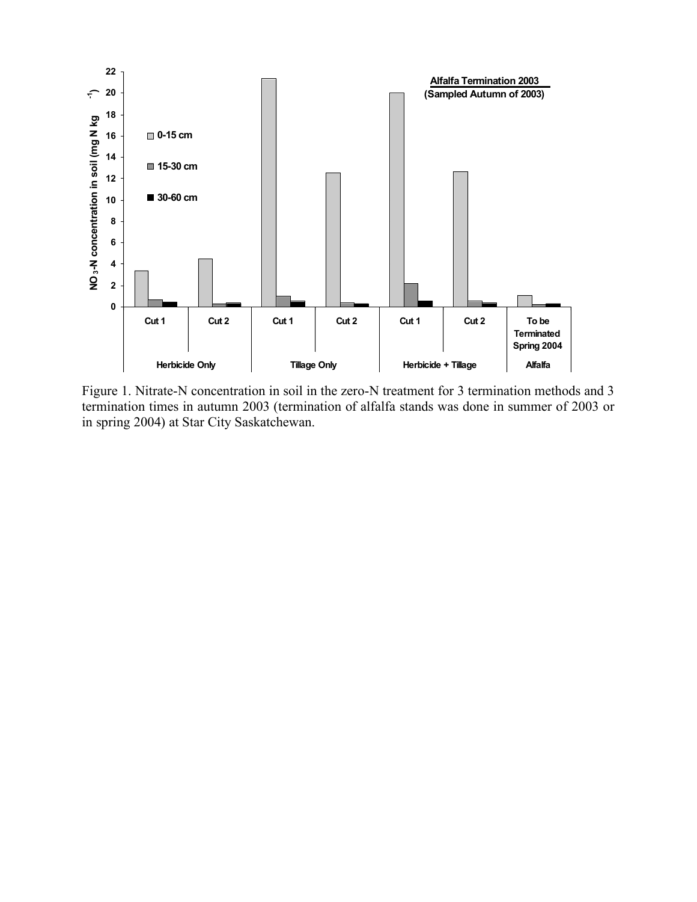Figure 1. Nitrate-N concentration in soil in the zero-N treatment for 3 termination methods and 3 termination times in autumn 2003 (termination of alfalfa stands was done in summer of 2003 or in spring 2004) at Star City Saskatchewan.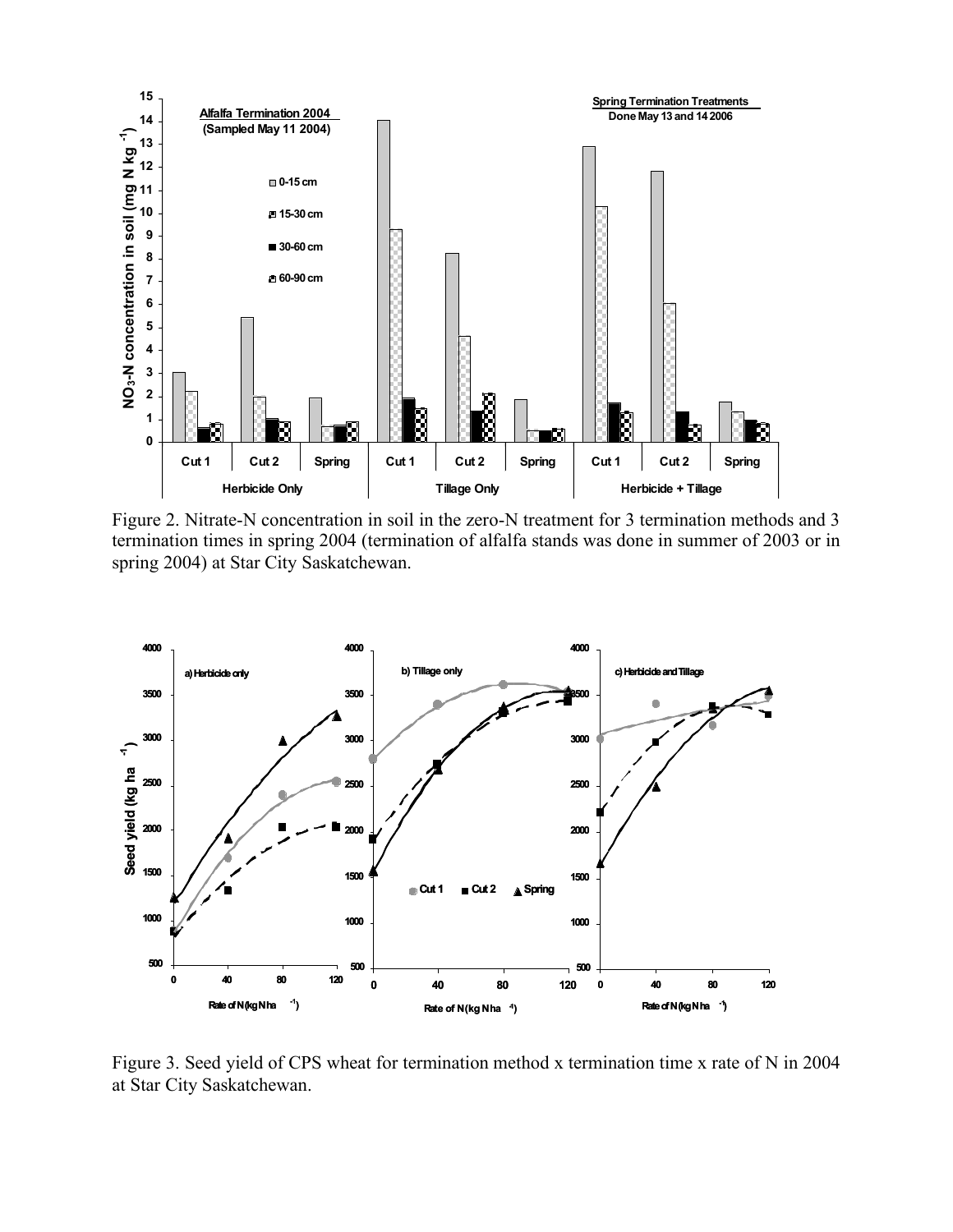Figure 2. Nitrate-N concentration in soil in the zero-N treatment for 3 termination methods and 3 termination times in spring 2004 (termination of alfalfa stands was done in summer of 2003 or in spring 2004) at Star City Saskatchewan.

Figure 3. Seed yield of CPS wheat for termination method x termination time x rate of N in 2004 at Star City Saskatchewan.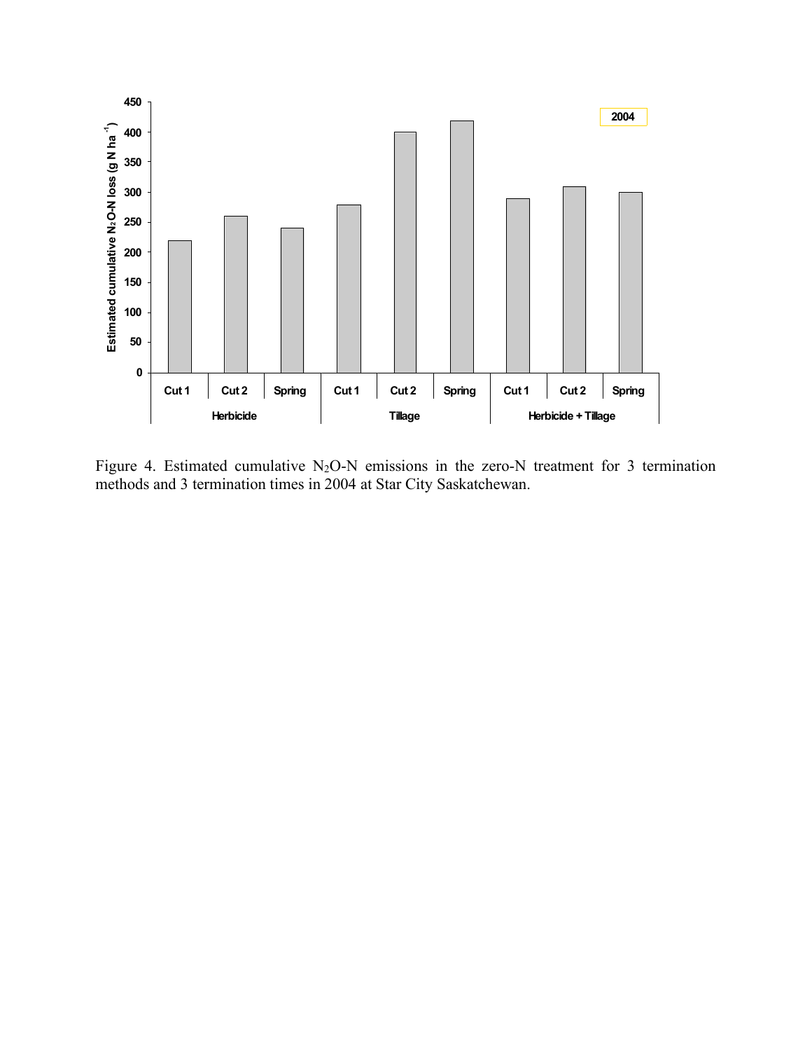Figure 4. Estimated cumulative $N_2O$-N emissions in the zero-N treatment for 3 termination methods and 3 termination times in 2004 at Star City Saskatchewan.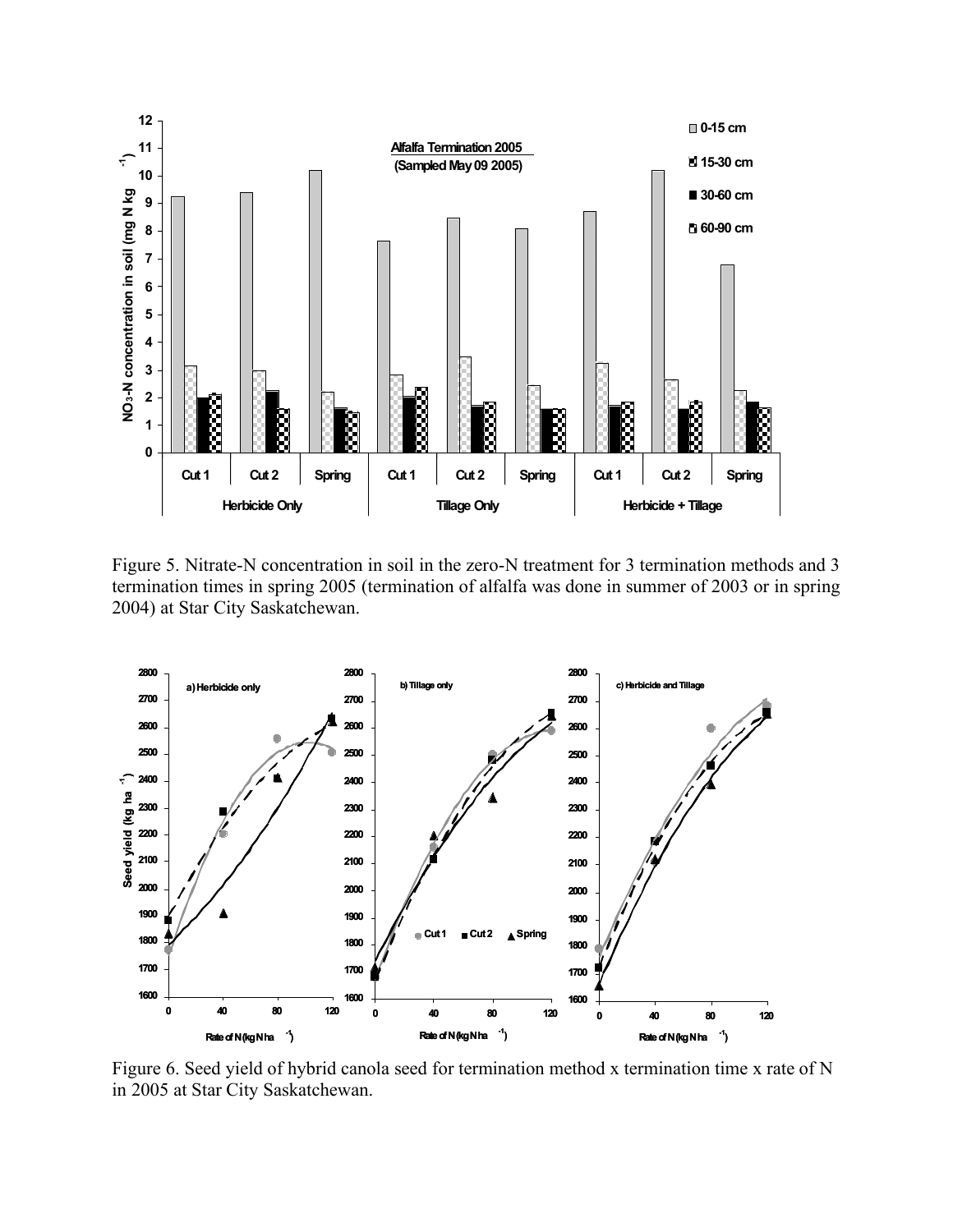Figure 5. Nitrate-N concentration in soil in the zero-N treatment for 3 termination methods and 3 termination times in spring 2005 (termination of alfalfa was done in summer of 2003 or in spring 2004) at Star City Saskatchewan.

Figure 6. Seed yield of hybrid canola seed for termination method x termination time x rate of N in 2005 at Star City Saskatchewan.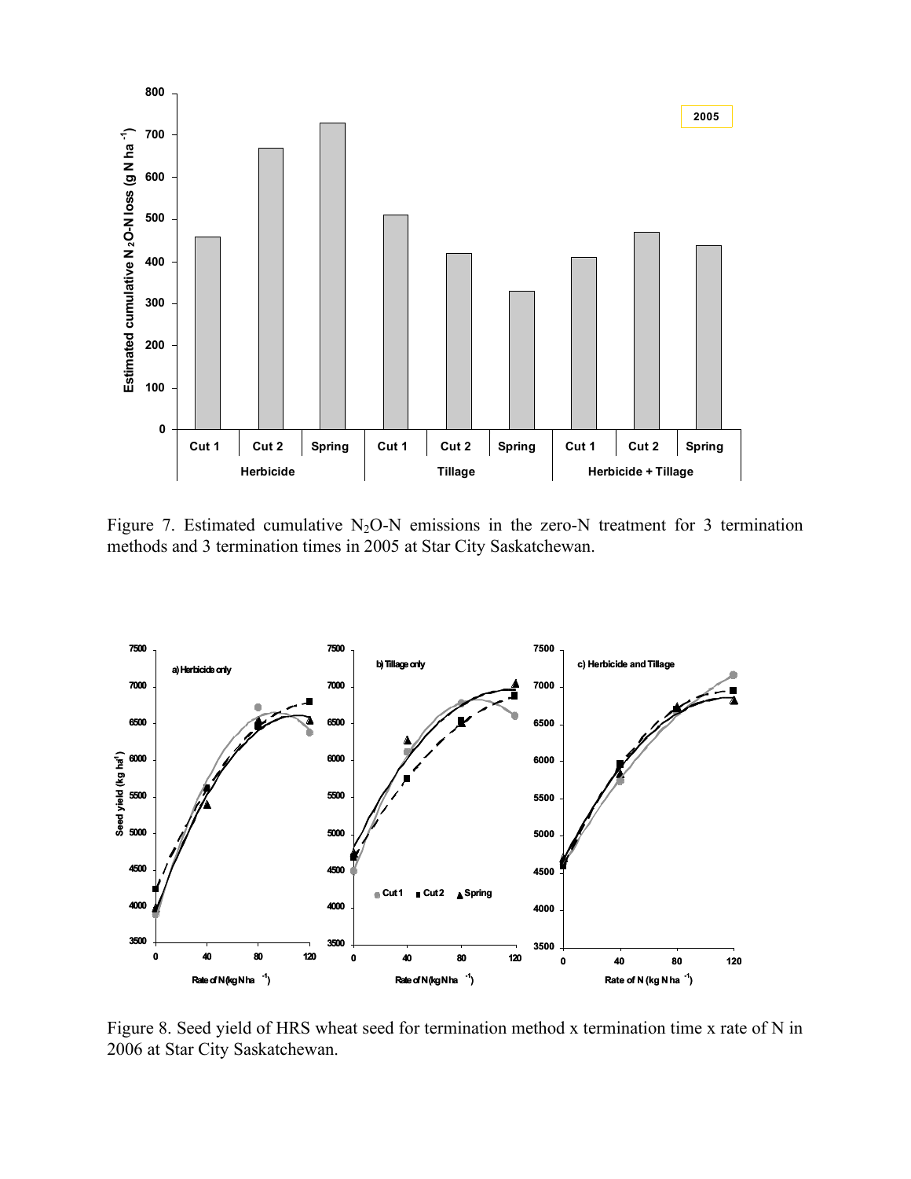800
700
600
500
400
300
200
100
0

Estimated cumulative $N_2O$-N loss (g N ha$^{-1}$)

2005

Cut 1 | Cut 2 | Spring | Cut 1 | Cut 2 | Spring | Cut 1 | Cut 2 | Spring

Herbicide | Tillage | Herbicide + Tillage

Figure 7. Estimated cumulative $N_2O$-N emissions in the zero-N treatment for 3 termination methods and 3 termination times in 2005 at Star City Saskatchewan.

a) Herbicide only

b) Tillage only

c) Herbicide and Tillage

Seed yield (kg ha$^{-1}$)

7500
7000
6500
6000
5500
5000
4500
4000
3500

Cut 1 Cut 2 Spring

0 40 80 120

Rate of N (kg N ha$^{-1}$)

Figure 8. Seed yield of HRS wheat seed for termination method x termination time x rate of N in 2006 at Star City Saskatchewan.